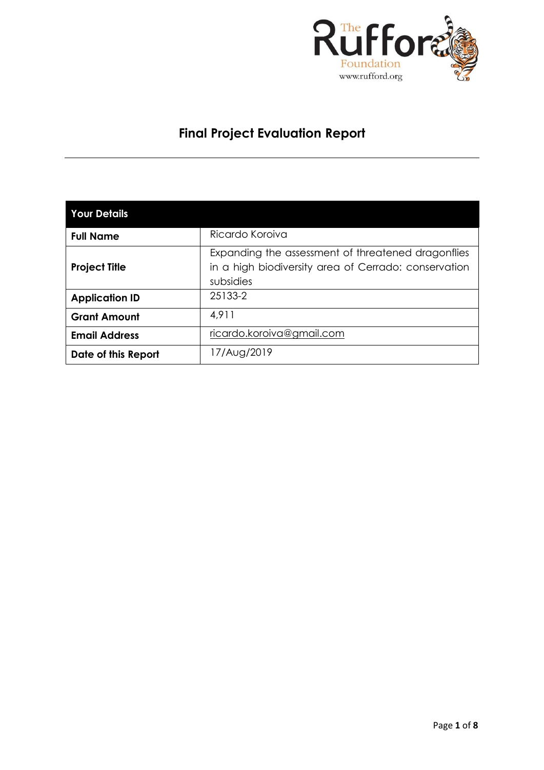# Final Project Evaluation Report

| Your Details | |
|---|---|
| **Full Name** | Ricardo Koroiva |
| **Project Title** | Expanding the assessment of threatened dragonflies in a high biodiversity area of Cerrado: conservation subsidies |
| **Application ID** | 25133-2 |
| **Grant Amount** | 4,911 |
| **Email Address** | ricardo.koroiva@gmail.com |
| **Date of this Report** | 17/Aug/2019 |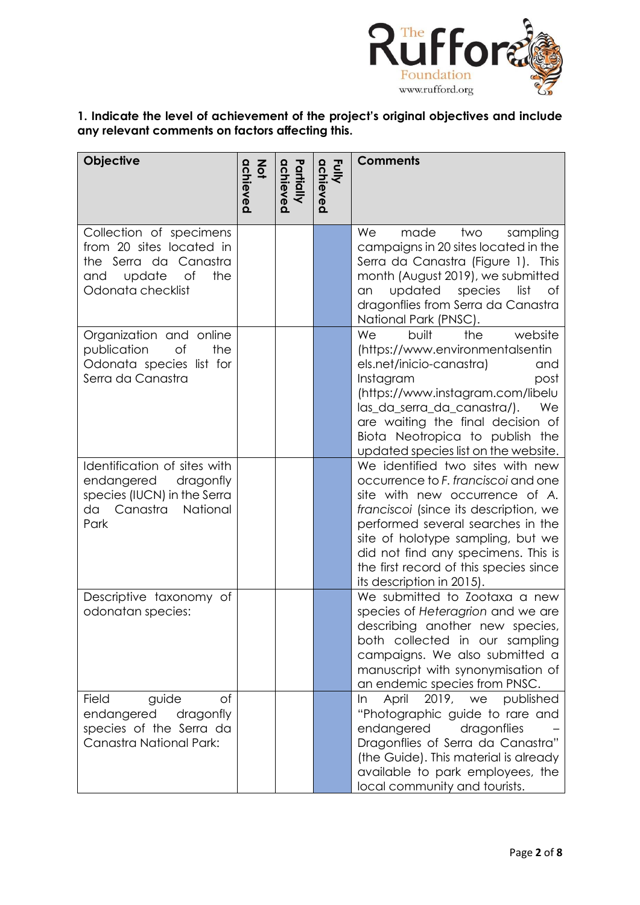**1. Indicate the level of achievement of the project's original objectives and include any relevant comments on factors affecting this.**

| Objective | Not achieved | Partially achieved | Fully achieved | Comments |
|---|---|---|---|---|
| Collection of specimens from 20 sites located in the Serra da Canastra and update of the Odonata checklist | | | X | We made two sampling campaigns in 20 sites located in the Serra da Canastra (Figure 1). This month (August 2019), we submitted an updated species list of dragonflies from Serra da Canastra National Park (PNSC). |
| Organization and online publication of the Odonata species list for Serra da Canastra | | | X | We built the website (https://www.environmentalsentinels.net/inicio-canastra) and Instagram post (https://www.instagram.com/libelulas_da_serra_da_canastra/). We are waiting the final decision of Biota Neotropica to publish the updated species list on the website. |
| Identification of sites with endangered dragonfly species (IUCN) in the Serra da Canastra National Park | | | X | We identified two sites with new occurrence to *F. franciscoi* and one site with new occurrence of *A. franciscoi* (since its description, we performed several searches in the site of holotype sampling, but we did not find any specimens. This is the first record of this species since its description in 2015). |
| Descriptive taxonomy of odonatan species: | | | X | We submitted to Zootaxa a new species of *Heteragrion* and we are describing another new species, both collected in our sampling campaigns. We also submitted a manuscript with synonymisation of an endemic species from PNSC. |
| Field guide of endangered dragonfly species of the Serra da Canastra National Park: | | | X | In April 2019, we published "Photographic guide to rare and endangered dragonflies – Dragonflies of Serra da Canastra" (the Guide). This material is already available to park employees, the local community and tourists. |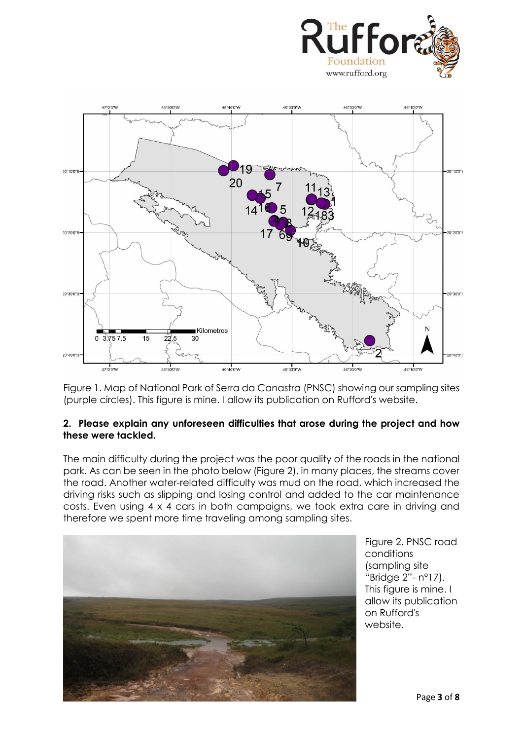Figure 1. Map of National Park of Serra da Canastra (PNSC) showing our sampling sites (purple circles). This figure is mine. I allow its publication on Rufford's website.

**2. Please explain any unforeseen difficulties that arose during the project and how these were tackled.**

The main difficulty during the project was the poor quality of the roads in the national park. As can be seen in the photo below (Figure 2), in many places, the streams cover the road. Another water-related difficulty was mud on the road, which increased the driving risks such as slipping and losing control and added to the car maintenance costs. Even using 4 x 4 cars in both campaigns, we took extra care in driving and therefore we spent more time traveling among sampling sites.

Figure 2. PNSC road conditions (sampling site "Bridge 2"- n°17). This figure is mine. I allow its publication on Rufford's website.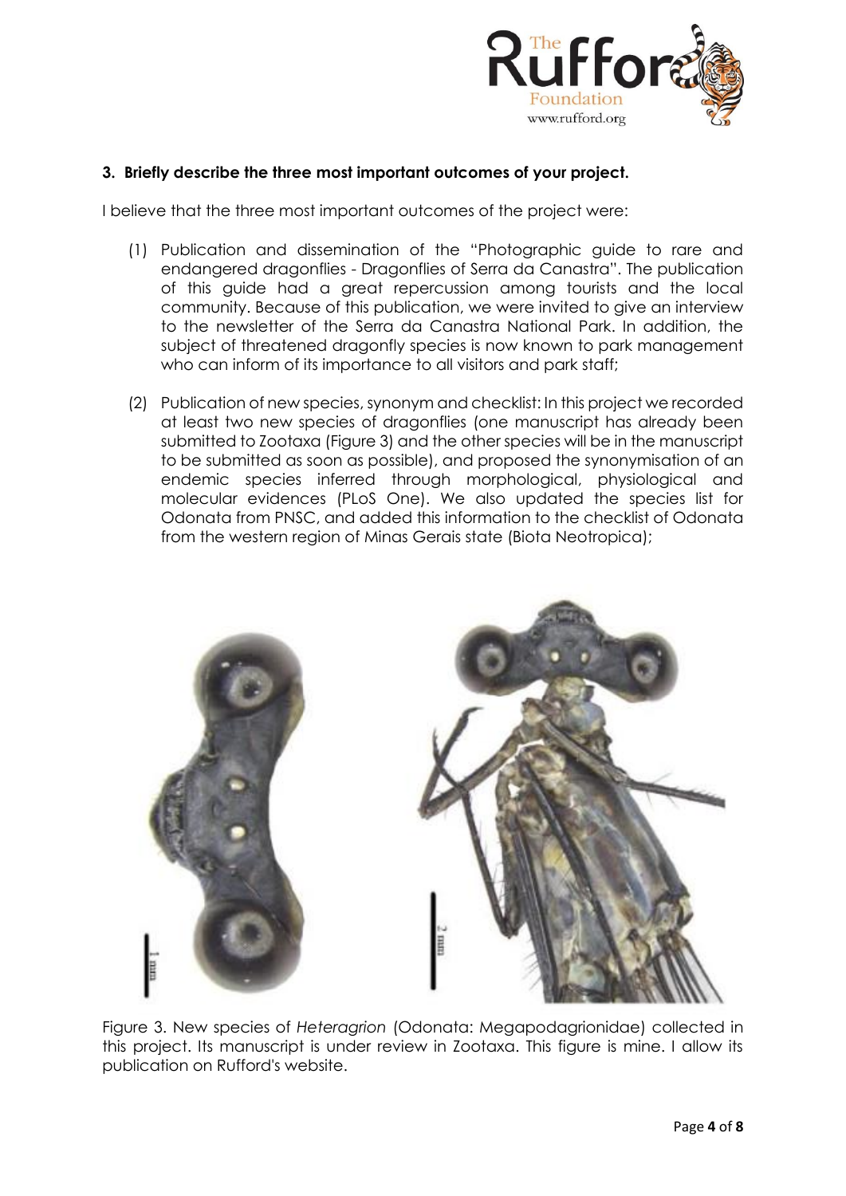**3. Briefly describe the three most important outcomes of your project.**

I believe that the three most important outcomes of the project were:

(1) Publication and dissemination of the "Photographic guide to rare and endangered dragonflies - Dragonflies of Serra da Canastra". The publication of this guide had a great repercussion among tourists and the local community. Because of this publication, we were invited to give an interview to the newsletter of the Serra da Canastra National Park. In addition, the subject of threatened dragonfly species is now known to park management who can inform of its importance to all visitors and park staff;

(2) Publication of new species, synonym and checklist: In this project we recorded at least two new species of dragonflies (one manuscript has already been submitted to Zootaxa (Figure 3) and the other species will be in the manuscript to be submitted as soon as possible), and proposed the synonymisation of an endemic species inferred through morphological, physiological and molecular evidences (PLoS One). We also updated the species list for Odonata from PNSC, and added this information to the checklist of Odonata from the western region of Minas Gerais state (Biota Neotropica);

Figure 3. New species of *Heteragrion* (Odonata: Megapodagrionidae) collected in this project. Its manuscript is under review in Zootaxa. This figure is mine. I allow its publication on Rufford's website.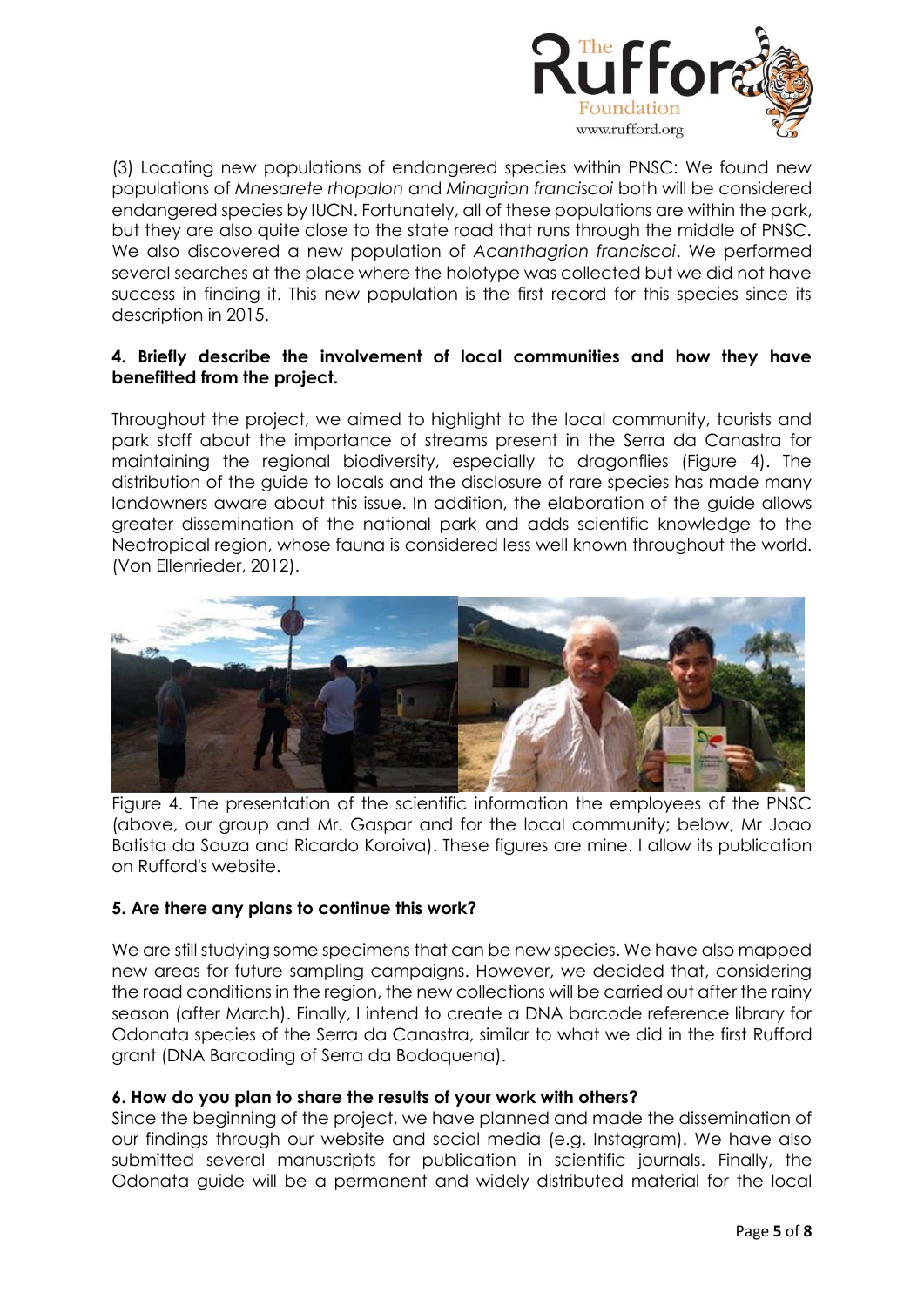(3) Locating new populations of endangered species within PNSC: We found new populations of *Mnesarete rhopalon* and *Minagrion franciscoi* both will be considered endangered species by IUCN. Fortunately, all of these populations are within the park, but they are also quite close to the state road that runs through the middle of PNSC. We also discovered a new population of *Acanthagrion franciscoi*. We performed several searches at the place where the holotype was collected but we did not have success in finding it. This new population is the first record for this species since its description in 2015.

**4. Briefly describe the involvement of local communities and how they have benefitted from the project.**

Throughout the project, we aimed to highlight to the local community, tourists and park staff about the importance of streams present in the Serra da Canastra for maintaining the regional biodiversity, especially to dragonflies (Figure 4). The distribution of the guide to locals and the disclosure of rare species has made many landowners aware about this issue. In addition, the elaboration of the guide allows greater dissemination of the national park and adds scientific knowledge to the Neotropical region, whose fauna is considered less well known throughout the world. (Von Ellenrieder, 2012).

Figure 4. The presentation of the scientific information the employees of the PNSC (above, our group and Mr. Gaspar and for the local community; below, Mr Joao Batista da Souza and Ricardo Koroiva). These figures are mine. I allow its publication on Rufford's website.

**5. Are there any plans to continue this work?**

We are still studying some specimens that can be new species. We have also mapped new areas for future sampling campaigns. However, we decided that, considering the road conditions in the region, the new collections will be carried out after the rainy season (after March). Finally, I intend to create a DNA barcode reference library for Odonata species of the Serra da Canastra, similar to what we did in the first Rufford grant (DNA Barcoding of Serra da Bodoquena).

**6. How do you plan to share the results of your work with others?**

Since the beginning of the project, we have planned and made the dissemination of our findings through our website and social media (e.g. Instagram). We have also submitted several manuscripts for publication in scientific journals. Finally, the Odonata guide will be a permanent and widely distributed material for the local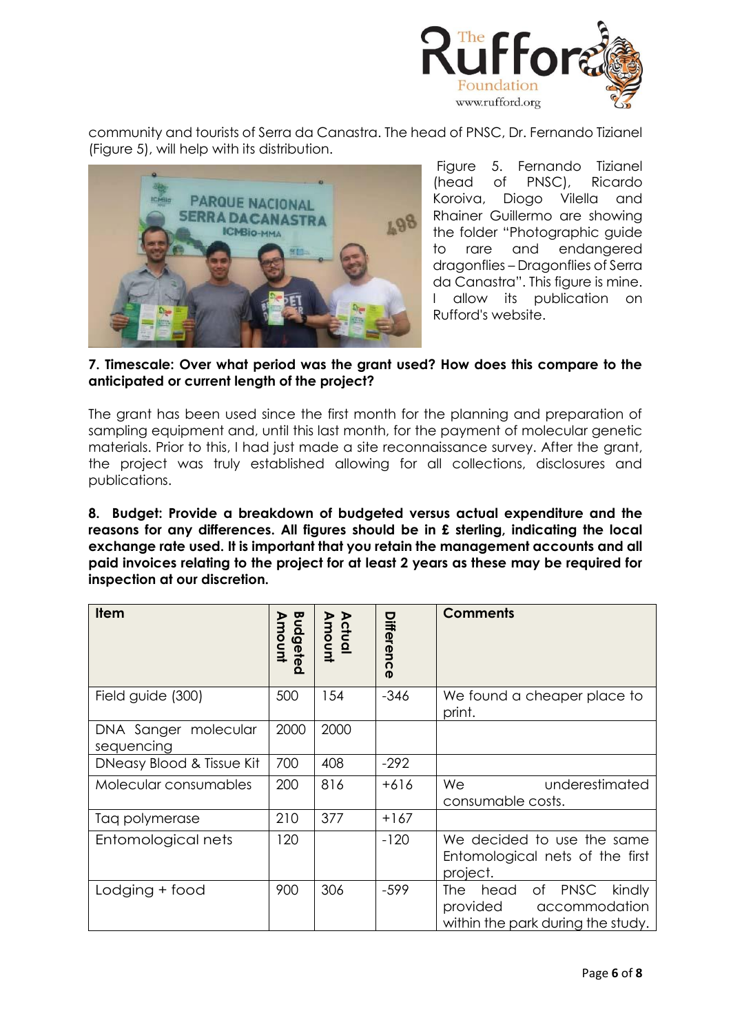community and tourists of Serra da Canastra. The head of PNSC, Dr. Fernando Tizianel (Figure 5), will help with its distribution.

Figure 5. Fernando Tizianel (head of PNSC), Ricardo Koroiva, Diogo Vilella and Rhainer Guillermo are showing the folder "Photographic guide to rare and endangered dragonflies – Dragonflies of Serra da Canastra". This figure is mine. I allow its publication on Rufford's website.

**7. Timescale: Over what period was the grant used? How does this compare to the anticipated or current length of the project?**

The grant has been used since the first month for the planning and preparation of sampling equipment and, until this last month, for the payment of molecular genetic materials. Prior to this, I had just made a site reconnaissance survey. After the grant, the project was truly established allowing for all collections, disclosures and publications.

**8. Budget: Provide a breakdown of budgeted versus actual expenditure and the reasons for any differences. All figures should be in £ sterling, indicating the local exchange rate used. It is important that you retain the management accounts and all paid invoices relating to the project for at least 2 years as these may be required for inspection at our discretion.**

| Item | Budgeted Amount | Actual Amount | Difference | Comments |
|---|---|---|---|---|
| Field guide (300) | 500 | 154 | -346 | We found a cheaper place to print. |
| DNA Sanger molecular sequencing | 2000 | 2000 | | |
| DNeasy Blood & Tissue Kit | 700 | 408 | -292 | |
| Molecular consumables | 200 | 816 | +616 | We underestimated consumable costs. |
| Taq polymerase | 210 | 377 | +167 | |
| Entomological nets | 120 | | -120 | We decided to use the same Entomological nets of the first project. |
| Lodging + food | 900 | 306 | -599 | The head of PNSC kindly provided accommodation within the park during the study. |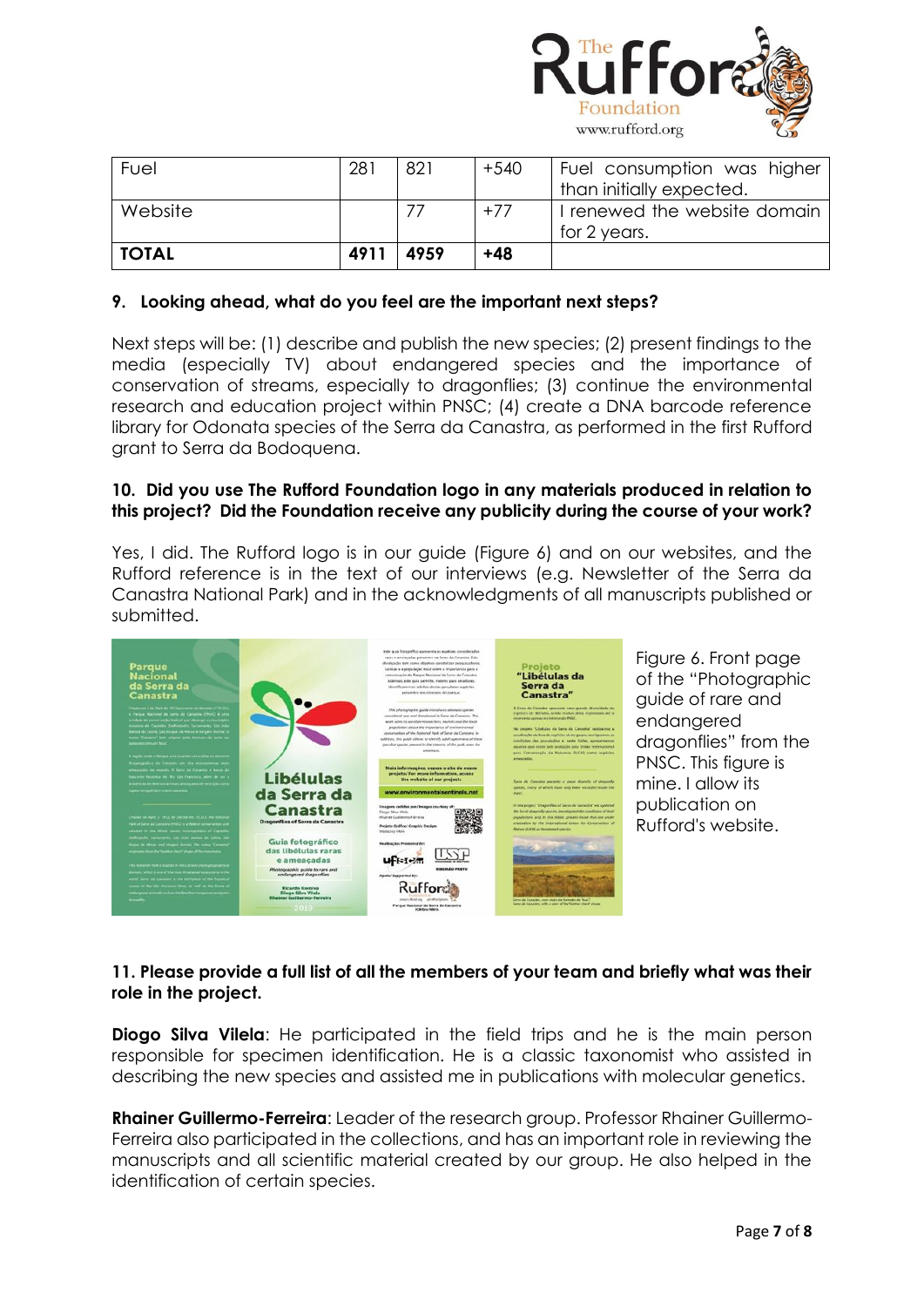| | | | | |
|---|---|---|---|---|
| Fuel | 281 | 821 | +540 | Fuel consumption was higher than initially expected. |
| Website | | 77 | +77 | I renewed the website domain for 2 years. |
| **TOTAL** | **4911** | **4959** | **+48** | |

**9. Looking ahead, what do you feel are the important next steps?**

Next steps will be: (1) describe and publish the new species; (2) present findings to the media (especially TV) about endangered species and the importance of conservation of streams, especially to dragonflies; (3) continue the environmental research and education project within PNSC; (4) create a DNA barcode reference library for Odonata species of the Serra da Canastra, as performed in the first Rufford grant to Serra da Bodoquena.

**10. Did you use The Rufford Foundation logo in any materials produced in relation to this project? Did the Foundation receive any publicity during the course of your work?**

Yes, I did. The Rufford logo is in our guide (Figure 6) and on our websites, and the Rufford reference is in the text of our interviews (e.g. Newsletter of the Serra da Canastra National Park) and in the acknowledgments of all manuscripts published or submitted.

Figure 6. Front page of the "Photographic guide of rare and endangered dragonflies" from the PNSC. This figure is mine. I allow its publication on Rufford's website.

**11. Please provide a full list of all the members of your team and briefly what was their role in the project.**

**Diogo Silva Vilela**: He participated in the field trips and he is the main person responsible for specimen identification. He is a classic taxonomist who assisted in describing the new species and assisted me in publications with molecular genetics.

**Rhainer Guillermo-Ferreira**: Leader of the research group. Professor Rhainer Guillermo-Ferreira also participated in the collections, and has an important role in reviewing the manuscripts and all scientific material created by our group. He also helped in the identification of certain species.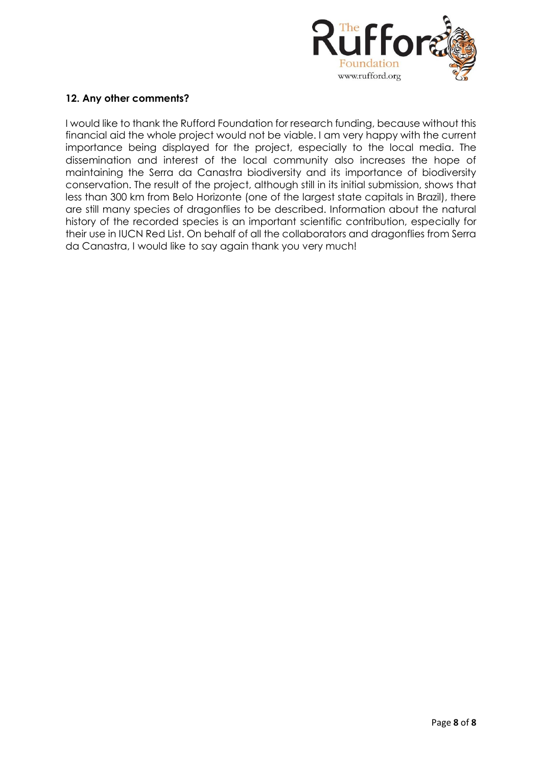**12. Any other comments?**

I would like to thank the Rufford Foundation for research funding, because without this financial aid the whole project would not be viable. I am very happy with the current importance being displayed for the project, especially to the local media. The dissemination and interest of the local community also increases the hope of maintaining the Serra da Canastra biodiversity and its importance of biodiversity conservation. The result of the project, although still in its initial submission, shows that less than 300 km from Belo Horizonte (one of the largest state capitals in Brazil), there are still many species of dragonflies to be described. Information about the natural history of the recorded species is an important scientific contribution, especially for their use in IUCN Red List. On behalf of all the collaborators and dragonflies from Serra da Canastra, I would like to say again thank you very much!